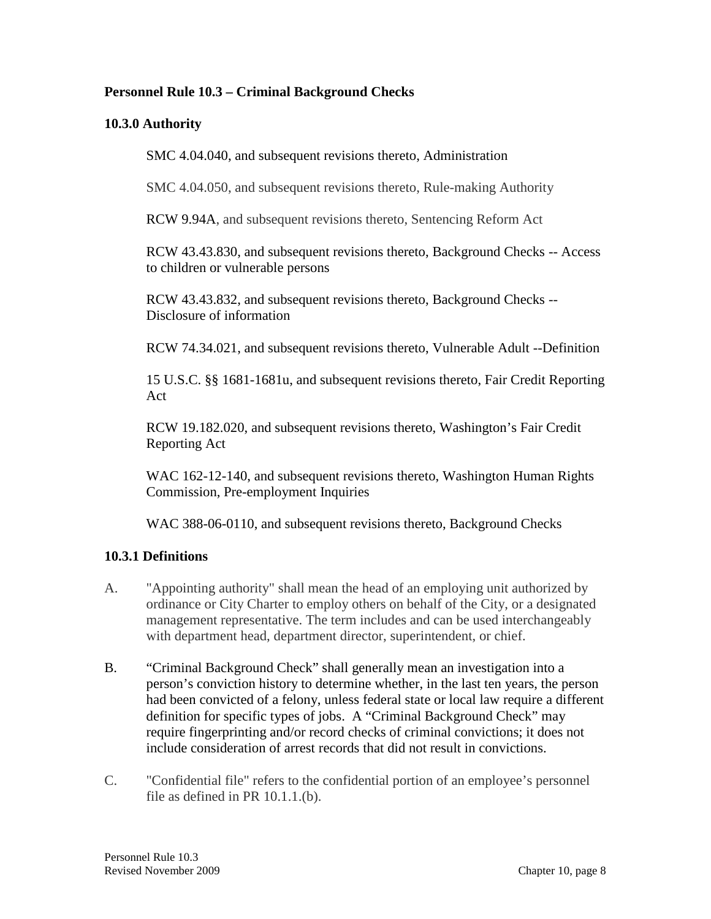**Personnel Rule 10.3 – Criminal Background Checks**

**10.3.0 Authority**

SMC 4.04.040, and subsequent revisions thereto, Administration

SMC 4.04.050, and subsequent revisions thereto, Rule-making Authority

RCW 9.94A, and subsequent revisions thereto, Sentencing Reform Act

RCW 43.43.830, and subsequent revisions thereto, Background Checks -- Access to children or vulnerable persons

RCW 43.43.832, and subsequent revisions thereto, Background Checks -- Disclosure of information

RCW 74.34.021, and subsequent revisions thereto, Vulnerable Adult --Definition

15 U.S.C. §§ 1681-1681u, and subsequent revisions thereto, Fair Credit Reporting Act

RCW 19.182.020, and subsequent revisions thereto, Washington's Fair Credit Reporting Act

WAC 162-12-140, and subsequent revisions thereto, Washington Human Rights Commission, Pre-employment Inquiries

WAC 388-06-0110, and subsequent revisions thereto, Background Checks

**10.3.1 Definitions**

A. "Appointing authority" shall mean the head of an employing unit authorized by ordinance or City Charter to employ others on behalf of the City, or a designated management representative. The term includes and can be used interchangeably with department head, department director, superintendent, or chief.

B. "Criminal Background Check" shall generally mean an investigation into a person's conviction history to determine whether, in the last ten years, the person had been convicted of a felony, unless federal state or local law require a different definition for specific types of jobs. A "Criminal Background Check" may require fingerprinting and/or record checks of criminal convictions; it does not include consideration of arrest records that did not result in convictions.

C. "Confidential file" refers to the confidential portion of an employee's personnel file as defined in PR 10.1.1.(b).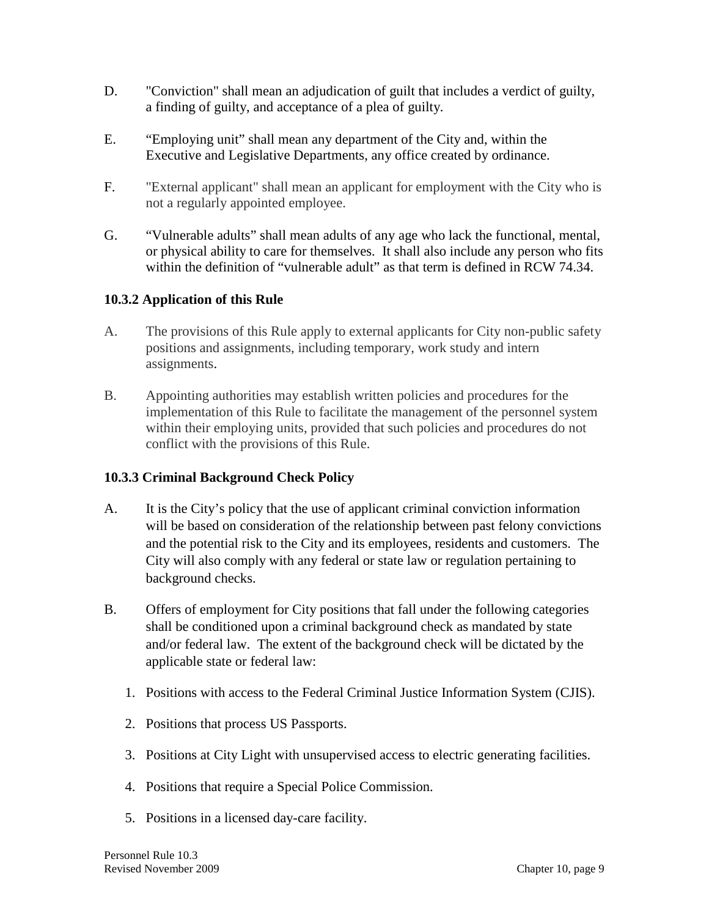D. "Conviction" shall mean an adjudication of guilt that includes a verdict of guilty, a finding of guilty, and acceptance of a plea of guilty.

E. "Employing unit" shall mean any department of the City and, within the Executive and Legislative Departments, any office created by ordinance.

F. "External applicant" shall mean an applicant for employment with the City who is not a regularly appointed employee.

G. "Vulnerable adults" shall mean adults of any age who lack the functional, mental, or physical ability to care for themselves. It shall also include any person who fits within the definition of "vulnerable adult" as that term is defined in RCW 74.34.

### 10.3.2 Application of this Rule

A. The provisions of this Rule apply to external applicants for City non-public safety positions and assignments, including temporary, work study and intern assignments.

B. Appointing authorities may establish written policies and procedures for the implementation of this Rule to facilitate the management of the personnel system within their employing units, provided that such policies and procedures do not conflict with the provisions of this Rule.

### 10.3.3 Criminal Background Check Policy

A. It is the City's policy that the use of applicant criminal conviction information will be based on consideration of the relationship between past felony convictions and the potential risk to the City and its employees, residents and customers. The City will also comply with any federal or state law or regulation pertaining to background checks.

B. Offers of employment for City positions that fall under the following categories shall be conditioned upon a criminal background check as mandated by state and/or federal law. The extent of the background check will be dictated by the applicable state or federal law:

1. Positions with access to the Federal Criminal Justice Information System (CJIS).
2. Positions that process US Passports.
3. Positions at City Light with unsupervised access to electric generating facilities.
4. Positions that require a Special Police Commission.
5. Positions in a licensed day-care facility.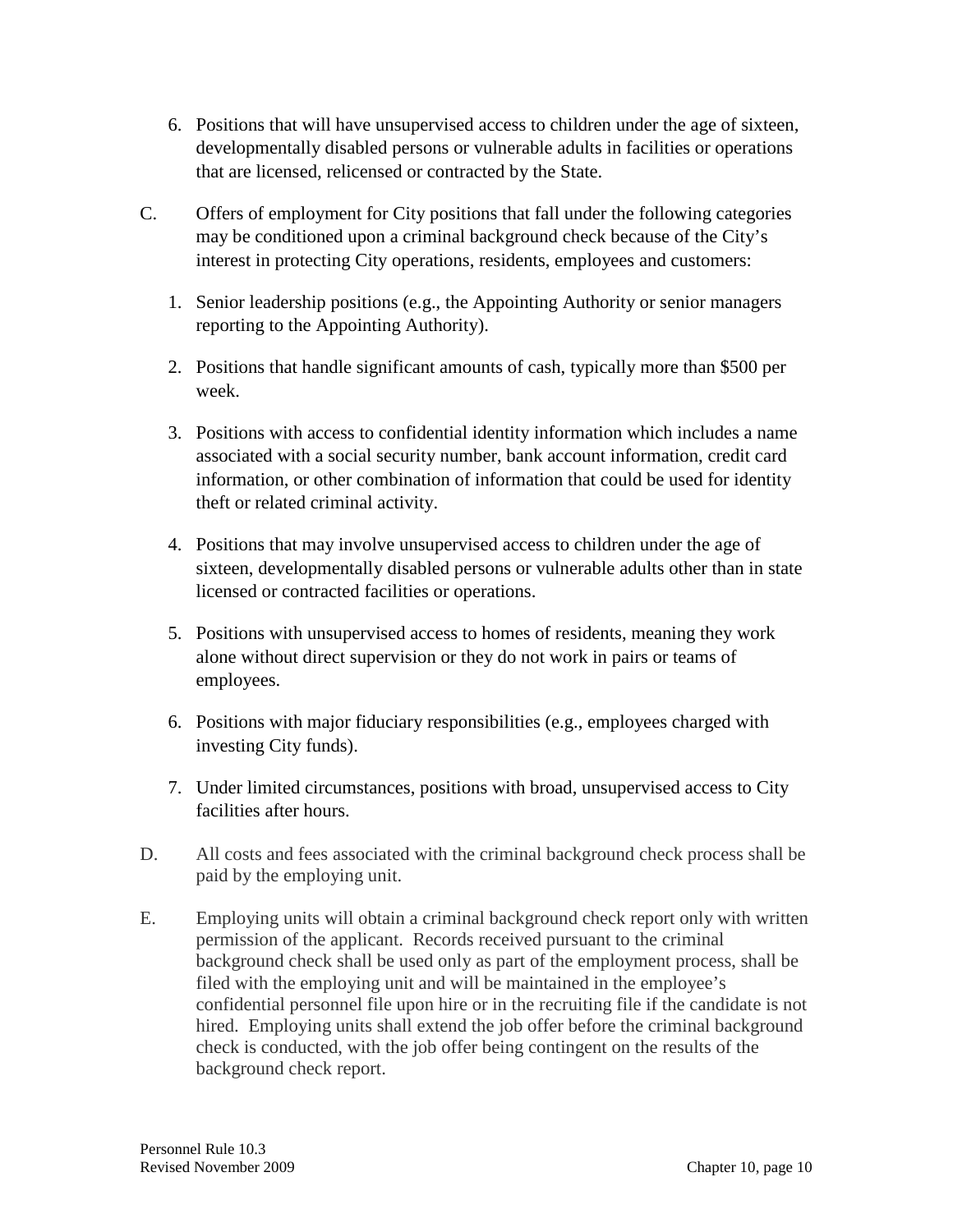6. Positions that will have unsupervised access to children under the age of sixteen, developmentally disabled persons or vulnerable adults in facilities or operations that are licensed, relicensed or contracted by the State.

C. Offers of employment for City positions that fall under the following categories may be conditioned upon a criminal background check because of the City's interest in protecting City operations, residents, employees and customers:

1. Senior leadership positions (e.g., the Appointing Authority or senior managers reporting to the Appointing Authority).

2. Positions that handle significant amounts of cash, typically more than $500 per week.

3. Positions with access to confidential identity information which includes a name associated with a social security number, bank account information, credit card information, or other combination of information that could be used for identity theft or related criminal activity.

4. Positions that may involve unsupervised access to children under the age of sixteen, developmentally disabled persons or vulnerable adults other than in state licensed or contracted facilities or operations.

5. Positions with unsupervised access to homes of residents, meaning they work alone without direct supervision or they do not work in pairs or teams of employees.

6. Positions with major fiduciary responsibilities (e.g., employees charged with investing City funds).

7. Under limited circumstances, positions with broad, unsupervised access to City facilities after hours.

D. All costs and fees associated with the criminal background check process shall be paid by the employing unit.

E. Employing units will obtain a criminal background check report only with written permission of the applicant. Records received pursuant to the criminal background check shall be used only as part of the employment process, shall be filed with the employing unit and will be maintained in the employee's confidential personnel file upon hire or in the recruiting file if the candidate is not hired. Employing units shall extend the job offer before the criminal background check is conducted, with the job offer being contingent on the results of the background check report.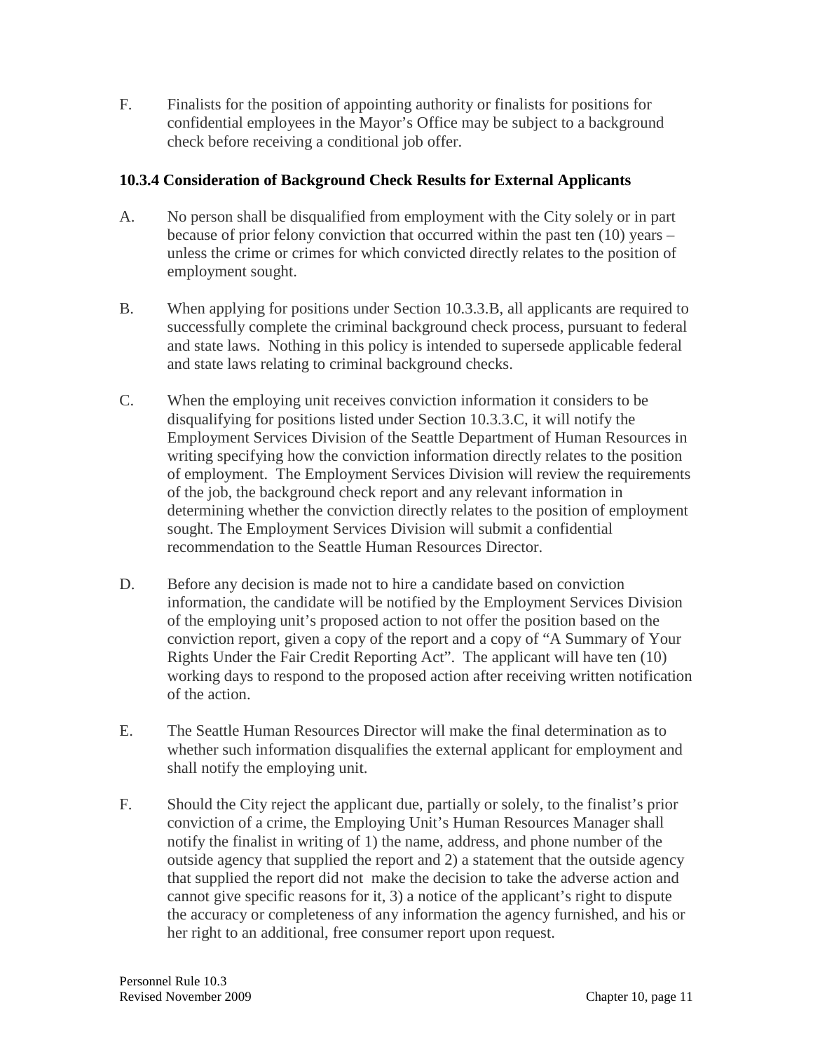F. Finalists for the position of appointing authority or finalists for positions for confidential employees in the Mayor's Office may be subject to a background check before receiving a conditional job offer.

### 10.3.4 Consideration of Background Check Results for External Applicants

A. No person shall be disqualified from employment with the City solely or in part because of prior felony conviction that occurred within the past ten (10) years – unless the crime or crimes for which convicted directly relates to the position of employment sought.

B. When applying for positions under Section 10.3.3.B, all applicants are required to successfully complete the criminal background check process, pursuant to federal and state laws. Nothing in this policy is intended to supersede applicable federal and state laws relating to criminal background checks.

C. When the employing unit receives conviction information it considers to be disqualifying for positions listed under Section 10.3.3.C, it will notify the Employment Services Division of the Seattle Department of Human Resources in writing specifying how the conviction information directly relates to the position of employment. The Employment Services Division will review the requirements of the job, the background check report and any relevant information in determining whether the conviction directly relates to the position of employment sought. The Employment Services Division will submit a confidential recommendation to the Seattle Human Resources Director.

D. Before any decision is made not to hire a candidate based on conviction information, the candidate will be notified by the Employment Services Division of the employing unit's proposed action to not offer the position based on the conviction report, given a copy of the report and a copy of "A Summary of Your Rights Under the Fair Credit Reporting Act". The applicant will have ten (10) working days to respond to the proposed action after receiving written notification of the action.

E. The Seattle Human Resources Director will make the final determination as to whether such information disqualifies the external applicant for employment and shall notify the employing unit.

F. Should the City reject the applicant due, partially or solely, to the finalist's prior conviction of a crime, the Employing Unit's Human Resources Manager shall notify the finalist in writing of 1) the name, address, and phone number of the outside agency that supplied the report and 2) a statement that the outside agency that supplied the report did not make the decision to take the adverse action and cannot give specific reasons for it, 3) a notice of the applicant's right to dispute the accuracy or completeness of any information the agency furnished, and his or her right to an additional, free consumer report upon request.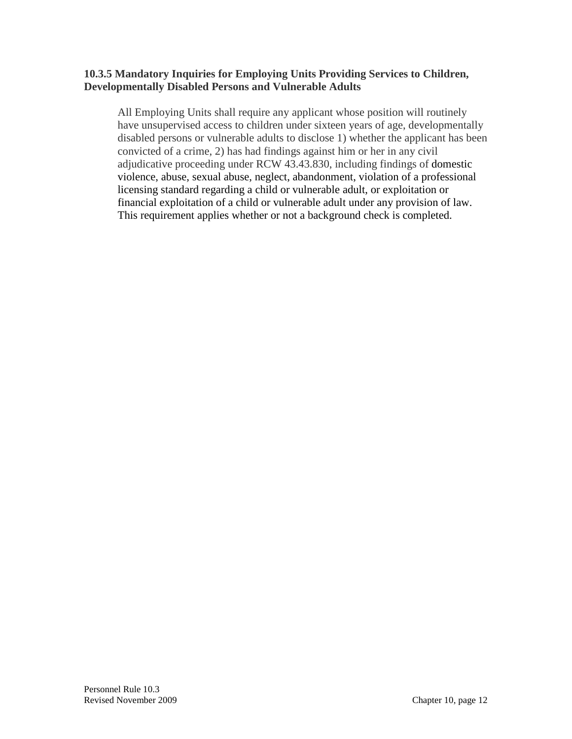### 10.3.5 Mandatory Inquiries for Employing Units Providing Services to Children, Developmentally Disabled Persons and Vulnerable Adults

All Employing Units shall require any applicant whose position will routinely have unsupervised access to children under sixteen years of age, developmentally disabled persons or vulnerable adults to disclose 1) whether the applicant has been convicted of a crime, 2) has had findings against him or her in any civil adjudicative proceeding under RCW 43.43.830, including findings of domestic violence, abuse, sexual abuse, neglect, abandonment, violation of a professional licensing standard regarding a child or vulnerable adult, or exploitation or financial exploitation of a child or vulnerable adult under any provision of law. This requirement applies whether or not a background check is completed.